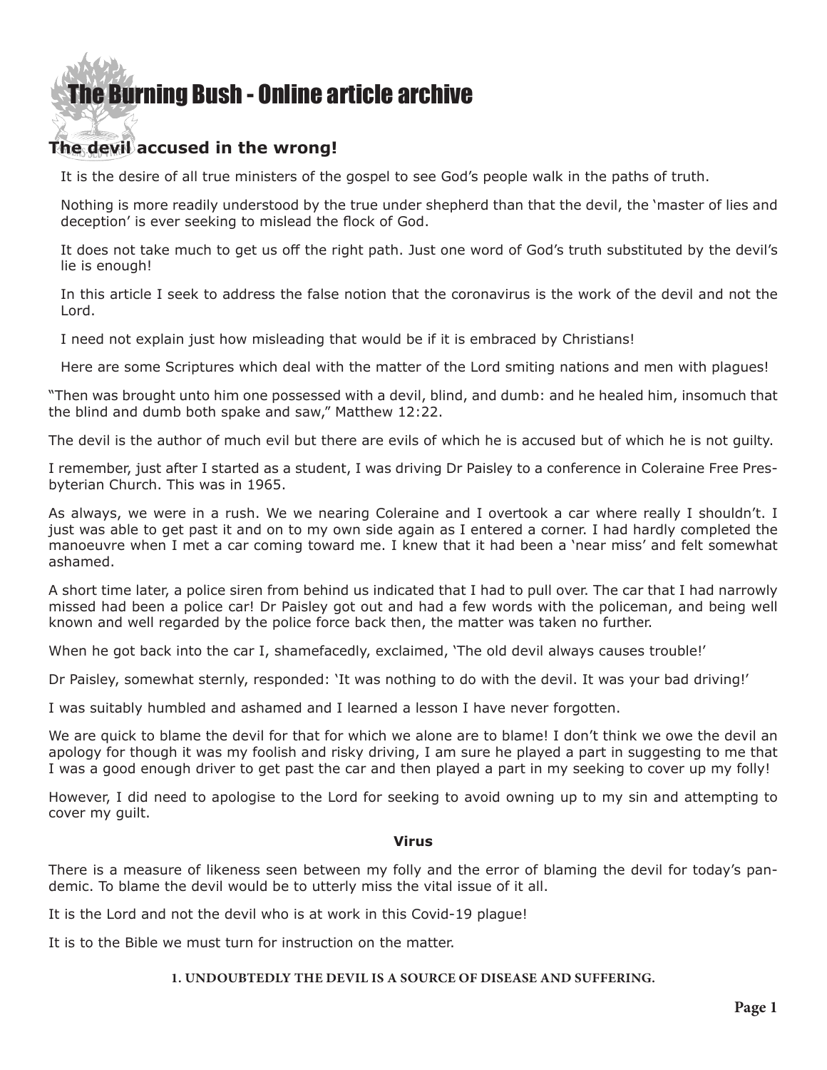# The Burning Bush - Online article archive

## The devil accused in the wrong!

It is the desire of all true ministers of the gospel to see God's people walk in the paths of truth.

Nothing is more readily understood by the true under shepherd than that the devil, the 'master of lies and deception' is ever seeking to mislead the flock of God.

It does not take much to get us off the right path. Just one word of God's truth substituted by the devil's lie is enough!

In this article I seek to address the false notion that the coronavirus is the work of the devil and not the Lord.

I need not explain just how misleading that would be if it is embraced by Christians!

Here are some Scriptures which deal with the matter of the Lord smiting nations and men with plagues!

"Then was brought unto him one possessed with a devil, blind, and dumb: and he healed him, insomuch that the blind and dumb both spake and saw," Matthew 12:22.

The devil is the author of much evil but there are evils of which he is accused but of which he is not guilty.

I remember, just after I started as a student, I was driving Dr Paisley to a conference in Coleraine Free Presbyterian Church. This was in 1965.

As always, we were in a rush. We we nearing Coleraine and I overtook a car where really I shouldn't. I just was able to get past it and on to my own side again as I entered a corner. I had hardly completed the manoeuvre when I met a car coming toward me. I knew that it had been a 'near miss' and felt somewhat ashamed.

A short time later, a police siren from behind us indicated that I had to pull over. The car that I had narrowly missed had been a police car! Dr Paisley got out and had a few words with the policeman, and being well known and well regarded by the police force back then, the matter was taken no further.

When he got back into the car I, shamefacedly, exclaimed, 'The old devil always causes trouble!'

Dr Paisley, somewhat sternly, responded: 'It was nothing to do with the devil. It was your bad driving!'

I was suitably humbled and ashamed and I learned a lesson I have never forgotten.

We are quick to blame the devil for that for which we alone are to blame! I don't think we owe the devil an apology for though it was my foolish and risky driving, I am sure he played a part in suggesting to me that I was a good enough driver to get past the car and then played a part in my seeking to cover up my folly!

However, I did need to apologise to the Lord for seeking to avoid owning up to my sin and attempting to cover my guilt.

### Virus

There is a measure of likeness seen between my folly and the error of blaming the devil for today's pandemic. To blame the devil would be to utterly miss the vital issue of it all.

It is the Lord and not the devil who is at work in this Covid-19 plague!

It is to the Bible we must turn for instruction on the matter.

#### 1. UNDOUBTEDLY THE DEVIL IS A SOURCE OF DISEASE AND SUFFERING.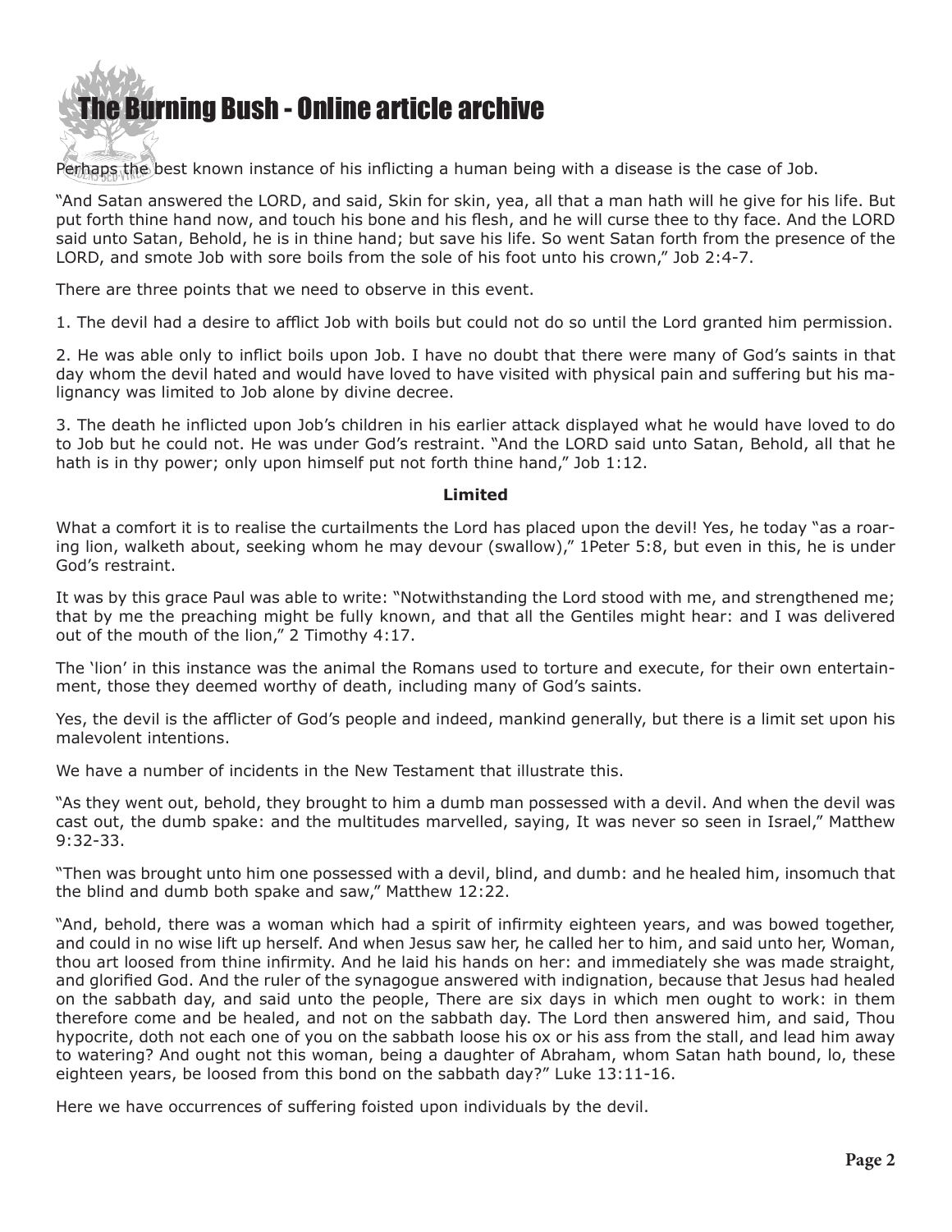Perhaps the best known instance of his inflicting a human being with a disease is the case of Job.

"And Satan answered the LORD, and said, Skin for skin, yea, all that a man hath will he give for his life. But put forth thine hand now, and touch his bone and his flesh, and he will curse thee to thy face. And the LORD said unto Satan, Behold, he is in thine hand; but save his life. So went Satan forth from the presence of the LORD, and smote Job with sore boils from the sole of his foot unto his crown," Job 2:4-7.

There are three points that we need to observe in this event.

1. The devil had a desire to afflict Job with boils but could not do so until the Lord granted him permission.

2. He was able only to inflict boils upon Job. I have no doubt that there were many of God's saints in that day whom the devil hated and would have loved to have visited with physical pain and suffering but his malignancy was limited to Job alone by divine decree.

3. The death he inflicted upon Job's children in his earlier attack displayed what he would have loved to do to Job but he could not. He was under God's restraint. "And the LORD said unto Satan, Behold, all that he hath is in thy power; only upon himself put not forth thine hand," Job 1:12.

**Limited**

What a comfort it is to realise the curtailments the Lord has placed upon the devil! Yes, he today "as a roaring lion, walketh about, seeking whom he may devour (swallow)," 1Peter 5:8, but even in this, he is under God's restraint.

It was by this grace Paul was able to write: "Notwithstanding the Lord stood with me, and strengthened me; that by me the preaching might be fully known, and that all the Gentiles might hear: and I was delivered out of the mouth of the lion," 2 Timothy 4:17.

The 'lion' in this instance was the animal the Romans used to torture and execute, for their own entertainment, those they deemed worthy of death, including many of God's saints.

Yes, the devil is the afflicter of God's people and indeed, mankind generally, but there is a limit set upon his malevolent intentions.

We have a number of incidents in the New Testament that illustrate this.

"As they went out, behold, they brought to him a dumb man possessed with a devil. And when the devil was cast out, the dumb spake: and the multitudes marvelled, saying, It was never so seen in Israel," Matthew 9:32-33.

"Then was brought unto him one possessed with a devil, blind, and dumb: and he healed him, insomuch that the blind and dumb both spake and saw," Matthew 12:22.

"And, behold, there was a woman which had a spirit of infirmity eighteen years, and was bowed together, and could in no wise lift up herself. And when Jesus saw her, he called her to him, and said unto her, Woman, thou art loosed from thine infirmity. And he laid his hands on her: and immediately she was made straight, and glorified God. And the ruler of the synagogue answered with indignation, because that Jesus had healed on the sabbath day, and said unto the people, There are six days in which men ought to work: in them therefore come and be healed, and not on the sabbath day. The Lord then answered him, and said, Thou hypocrite, doth not each one of you on the sabbath loose his ox or his ass from the stall, and lead him away to watering? And ought not this woman, being a daughter of Abraham, whom Satan hath bound, lo, these eighteen years, be loosed from this bond on the sabbath day?" Luke 13:11-16.

Here we have occurrences of suffering foisted upon individuals by the devil.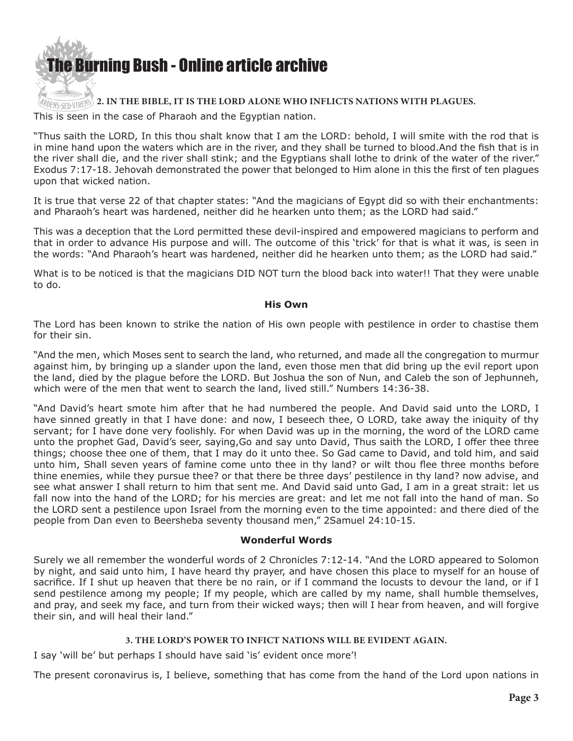**2. IN THE BIBLE, IT IS THE LORD ALONE WHO INFLICTS NATIONS WITH PLAGUES.**

This is seen in the case of Pharaoh and the Egyptian nation.

"Thus saith the LORD, In this thou shalt know that I am the LORD: behold, I will smite with the rod that is in mine hand upon the waters which are in the river, and they shall be turned to blood.And the fish that is in the river shall die, and the river shall stink; and the Egyptians shall lothe to drink of the water of the river." Exodus 7:17-18. Jehovah demonstrated the power that belonged to Him alone in this the first of ten plagues upon that wicked nation.

It is true that verse 22 of that chapter states: "And the magicians of Egypt did so with their enchantments: and Pharaoh's heart was hardened, neither did he hearken unto them; as the LORD had said."

This was a deception that the Lord permitted these devil-inspired and empowered magicians to perform and that in order to advance His purpose and will. The outcome of this 'trick' for that is what it was, is seen in the words: "And Pharaoh's heart was hardened, neither did he hearken unto them; as the LORD had said."

What is to be noticed is that the magicians DID NOT turn the blood back into water!! That they were unable to do.

**His Own**

The Lord has been known to strike the nation of His own people with pestilence in order to chastise them for their sin.

"And the men, which Moses sent to search the land, who returned, and made all the congregation to murmur against him, by bringing up a slander upon the land, even those men that did bring up the evil report upon the land, died by the plague before the LORD. But Joshua the son of Nun, and Caleb the son of Jephunneh, which were of the men that went to search the land, lived still." Numbers 14:36-38.

"And David's heart smote him after that he had numbered the people. And David said unto the LORD, I have sinned greatly in that I have done: and now, I beseech thee, O LORD, take away the iniquity of thy servant; for I have done very foolishly. For when David was up in the morning, the word of the LORD came unto the prophet Gad, David's seer, saying,Go and say unto David, Thus saith the LORD, I offer thee three things; choose thee one of them, that I may do it unto thee. So Gad came to David, and told him, and said unto him, Shall seven years of famine come unto thee in thy land? or wilt thou flee three months before thine enemies, while they pursue thee? or that there be three days' pestilence in thy land? now advise, and see what answer I shall return to him that sent me. And David said unto Gad, I am in a great strait: let us fall now into the hand of the LORD; for his mercies are great: and let me not fall into the hand of man. So the LORD sent a pestilence upon Israel from the morning even to the time appointed: and there died of the people from Dan even to Beersheba seventy thousand men," 2Samuel 24:10-15.

**Wonderful Words**

Surely we all remember the wonderful words of 2 Chronicles 7:12-14. "And the LORD appeared to Solomon by night, and said unto him, I have heard thy prayer, and have chosen this place to myself for an house of sacrifice. If I shut up heaven that there be no rain, or if I command the locusts to devour the land, or if I send pestilence among my people; If my people, which are called by my name, shall humble themselves, and pray, and seek my face, and turn from their wicked ways; then will I hear from heaven, and will forgive their sin, and will heal their land."

**3. THE LORD'S POWER TO INFICT NATIONS WILL BE EVIDENT AGAIN.**

I say 'will be' but perhaps I should have said 'is' evident once more'!

The present coronavirus is, I believe, something that has come from the hand of the Lord upon nations in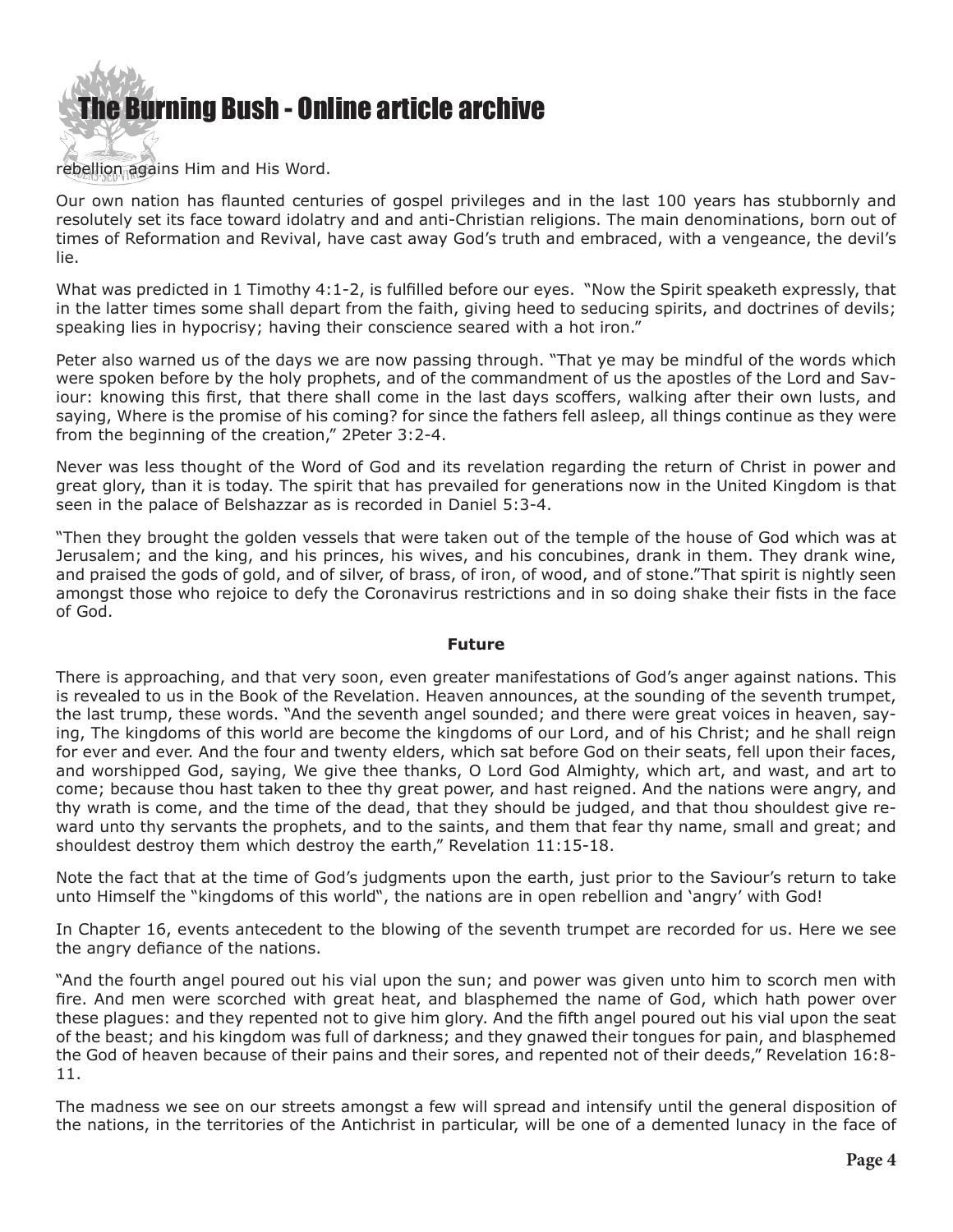rebellion agains Him and His Word.

Our own nation has flaunted centuries of gospel privileges and in the last 100 years has stubbornly and resolutely set its face toward idolatry and and anti-Christian religions. The main denominations, born out of times of Reformation and Revival, have cast away God's truth and embraced, with a vengeance, the devil's lie.

What was predicted in 1 Timothy 4:1-2, is fulfilled before our eyes. "Now the Spirit speaketh expressly, that in the latter times some shall depart from the faith, giving heed to seducing spirits, and doctrines of devils; speaking lies in hypocrisy; having their conscience seared with a hot iron."

Peter also warned us of the days we are now passing through. "That ye may be mindful of the words which were spoken before by the holy prophets, and of the commandment of us the apostles of the Lord and Saviour: knowing this first, that there shall come in the last days scoffers, walking after their own lusts, and saying, Where is the promise of his coming? for since the fathers fell asleep, all things continue as they were from the beginning of the creation," 2Peter 3:2-4.

Never was less thought of the Word of God and its revelation regarding the return of Christ in power and great glory, than it is today. The spirit that has prevailed for generations now in the United Kingdom is that seen in the palace of Belshazzar as is recorded in Daniel 5:3-4.

"Then they brought the golden vessels that were taken out of the temple of the house of God which was at Jerusalem; and the king, and his princes, his wives, and his concubines, drank in them. They drank wine, and praised the gods of gold, and of silver, of brass, of iron, of wood, and of stone."That spirit is nightly seen amongst those who rejoice to defy the Coronavirus restrictions and in so doing shake their fists in the face of God.

**Future**

There is approaching, and that very soon, even greater manifestations of God's anger against nations. This is revealed to us in the Book of the Revelation. Heaven announces, at the sounding of the seventh trumpet, the last trump, these words. "And the seventh angel sounded; and there were great voices in heaven, saying, The kingdoms of this world are become the kingdoms of our Lord, and of his Christ; and he shall reign for ever and ever. And the four and twenty elders, which sat before God on their seats, fell upon their faces, and worshipped God, saying, We give thee thanks, O Lord God Almighty, which art, and wast, and art to come; because thou hast taken to thee thy great power, and hast reigned. And the nations were angry, and thy wrath is come, and the time of the dead, that they should be judged, and that thou shouldest give reward unto thy servants the prophets, and to the saints, and them that fear thy name, small and great; and shouldest destroy them which destroy the earth," Revelation 11:15-18.

Note the fact that at the time of God's judgments upon the earth, just prior to the Saviour's return to take unto Himself the "kingdoms of this world", the nations are in open rebellion and 'angry' with God!

In Chapter 16, events antecedent to the blowing of the seventh trumpet are recorded for us. Here we see the angry defiance of the nations.

"And the fourth angel poured out his vial upon the sun; and power was given unto him to scorch men with fire. And men were scorched with great heat, and blasphemed the name of God, which hath power over these plagues: and they repented not to give him glory. And the fifth angel poured out his vial upon the seat of the beast; and his kingdom was full of darkness; and they gnawed their tongues for pain, and blasphemed the God of heaven because of their pains and their sores, and repented not of their deeds," Revelation 16:8-11.

The madness we see on our streets amongst a few will spread and intensify until the general disposition of the nations, in the territories of the Antichrist in particular, will be one of a demented lunacy in the face of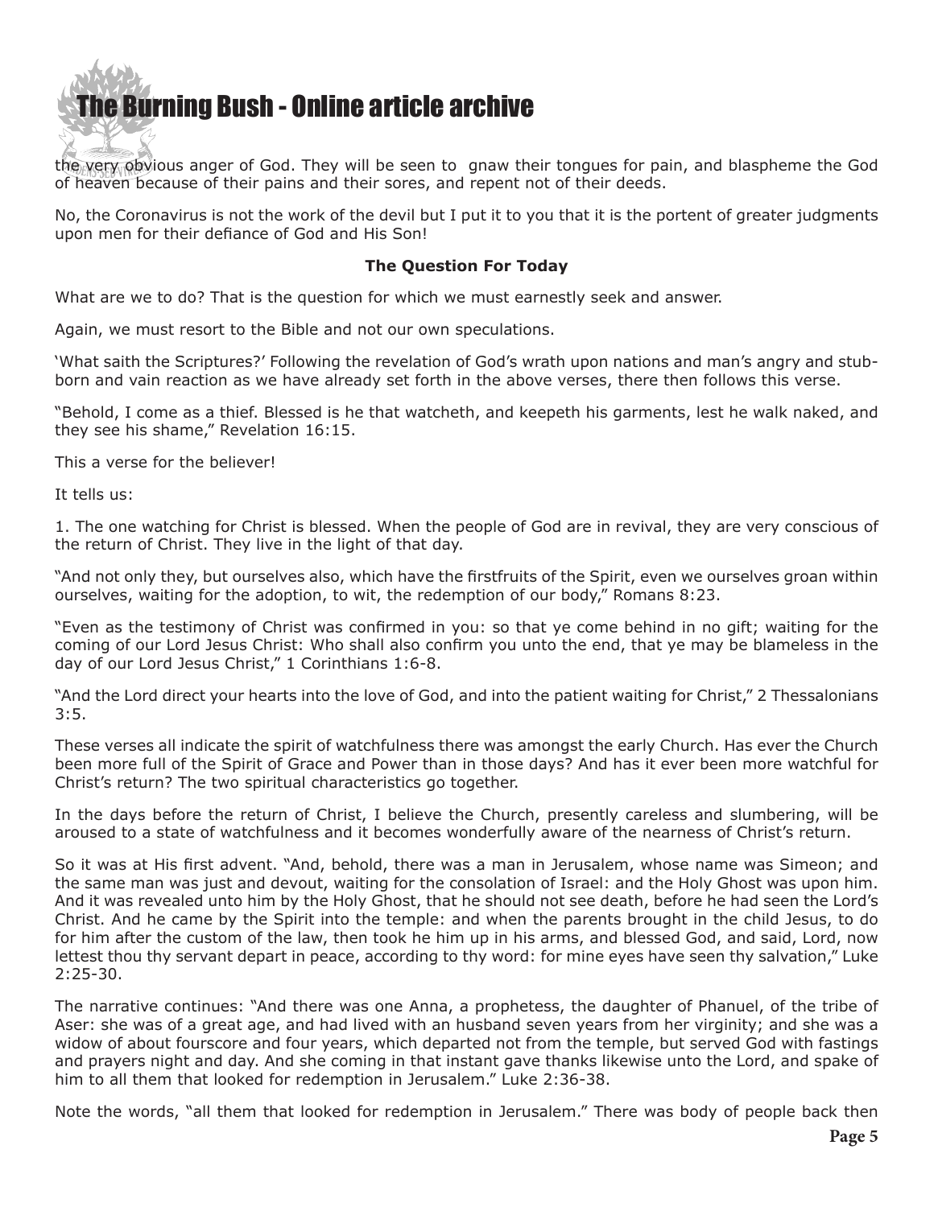the very obvious anger of God. They will be seen to  gnaw their tongues for pain, and blaspheme the God of heaven because of their pains and their sores, and repent not of their deeds.

No, the Coronavirus is not the work of the devil but I put it to you that it is the portent of greater judgments upon men for their defiance of God and His Son!

**The Question For Today**

What are we to do? That is the question for which we must earnestly seek and answer.

Again, we must resort to the Bible and not our own speculations.

'What saith the Scriptures?' Following the revelation of God's wrath upon nations and man's angry and stubborn and vain reaction as we have already set forth in the above verses, there then follows this verse.

"Behold, I come as a thief. Blessed is he that watcheth, and keepeth his garments, lest he walk naked, and they see his shame," Revelation 16:15.

This a verse for the believer!

It tells us:

1. The one watching for Christ is blessed. When the people of God are in revival, they are very conscious of the return of Christ. They live in the light of that day.

"And not only they, but ourselves also, which have the firstfruits of the Spirit, even we ourselves groan within ourselves, waiting for the adoption, to wit, the redemption of our body," Romans 8:23.

"Even as the testimony of Christ was confirmed in you: so that ye come behind in no gift; waiting for the coming of our Lord Jesus Christ: Who shall also confirm you unto the end, that ye may be blameless in the day of our Lord Jesus Christ," 1 Corinthians 1:6-8.

"And the Lord direct your hearts into the love of God, and into the patient waiting for Christ," 2 Thessalonians 3:5.

These verses all indicate the spirit of watchfulness there was amongst the early Church. Has ever the Church been more full of the Spirit of Grace and Power than in those days? And has it ever been more watchful for Christ's return? The two spiritual characteristics go together.

In the days before the return of Christ, I believe the Church, presently careless and slumbering, will be aroused to a state of watchfulness and it becomes wonderfully aware of the nearness of Christ's return.

So it was at His first advent. "And, behold, there was a man in Jerusalem, whose name was Simeon; and the same man was just and devout, waiting for the consolation of Israel: and the Holy Ghost was upon him. And it was revealed unto him by the Holy Ghost, that he should not see death, before he had seen the Lord's Christ. And he came by the Spirit into the temple: and when the parents brought in the child Jesus, to do for him after the custom of the law, then took he him up in his arms, and blessed God, and said, Lord, now lettest thou thy servant depart in peace, according to thy word: for mine eyes have seen thy salvation," Luke 2:25-30.

The narrative continues: "And there was one Anna, a prophetess, the daughter of Phanuel, of the tribe of Aser: she was of a great age, and had lived with an husband seven years from her virginity; and she was a widow of about fourscore and four years, which departed not from the temple, but served God with fastings and prayers night and day. And she coming in that instant gave thanks likewise unto the Lord, and spake of him to all them that looked for redemption in Jerusalem." Luke 2:36-38.

Note the words, "all them that looked for redemption in Jerusalem." There was body of people back then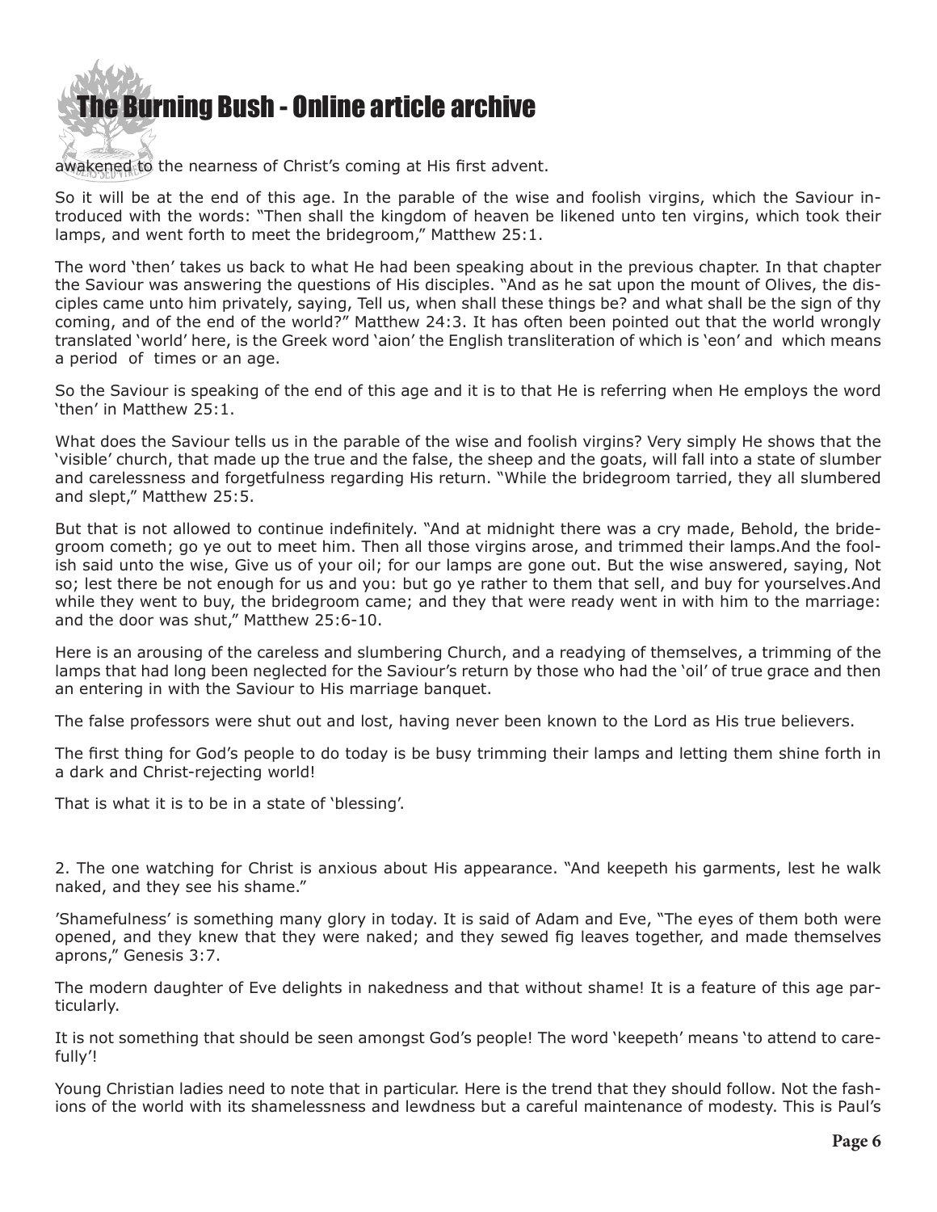awakened to the nearness of Christ's coming at His first advent.

So it will be at the end of this age. In the parable of the wise and foolish virgins, which the Saviour introduced with the words: "Then shall the kingdom of heaven be likened unto ten virgins, which took their lamps, and went forth to meet the bridegroom," Matthew 25:1.

The word 'then' takes us back to what He had been speaking about in the previous chapter. In that chapter the Saviour was answering the questions of His disciples. "And as he sat upon the mount of Olives, the disciples came unto him privately, saying, Tell us, when shall these things be? and what shall be the sign of thy coming, and of the end of the world?" Matthew 24:3. It has often been pointed out that the world wrongly translated 'world' here, is the Greek word 'aion' the English transliteration of which is 'eon' and which means a period of times or an age.

So the Saviour is speaking of the end of this age and it is to that He is referring when He employs the word 'then' in Matthew 25:1.

What does the Saviour tells us in the parable of the wise and foolish virgins? Very simply He shows that the 'visible' church, that made up the true and the false, the sheep and the goats, will fall into a state of slumber and carelessness and forgetfulness regarding His return. "While the bridegroom tarried, they all slumbered and slept," Matthew 25:5.

But that is not allowed to continue indefinitely. "And at midnight there was a cry made, Behold, the bridegroom cometh; go ye out to meet him. Then all those virgins arose, and trimmed their lamps.And the foolish said unto the wise, Give us of your oil; for our lamps are gone out. But the wise answered, saying, Not so; lest there be not enough for us and you: but go ye rather to them that sell, and buy for yourselves.And while they went to buy, the bridegroom came; and they that were ready went in with him to the marriage: and the door was shut," Matthew 25:6-10.

Here is an arousing of the careless and slumbering Church, and a readying of themselves, a trimming of the lamps that had long been neglected for the Saviour's return by those who had the 'oil' of true grace and then an entering in with the Saviour to His marriage banquet.

The false professors were shut out and lost, having never been known to the Lord as His true believers.

The first thing for God's people to do today is be busy trimming their lamps and letting them shine forth in a dark and Christ-rejecting world!

That is what it is to be in a state of 'blessing'.

2. The one watching for Christ is anxious about His appearance. "And keepeth his garments, lest he walk naked, and they see his shame."

'Shamefulness' is something many glory in today. It is said of Adam and Eve, "The eyes of them both were opened, and they knew that they were naked; and they sewed fig leaves together, and made themselves aprons," Genesis 3:7.

The modern daughter of Eve delights in nakedness and that without shame! It is a feature of this age particularly.

It is not something that should be seen amongst God's people! The word 'keepeth' means 'to attend to carefully'!

Young Christian ladies need to note that in particular. Here is the trend that they should follow. Not the fashions of the world with its shamelessness and lewdness but a careful maintenance of modesty. This is Paul's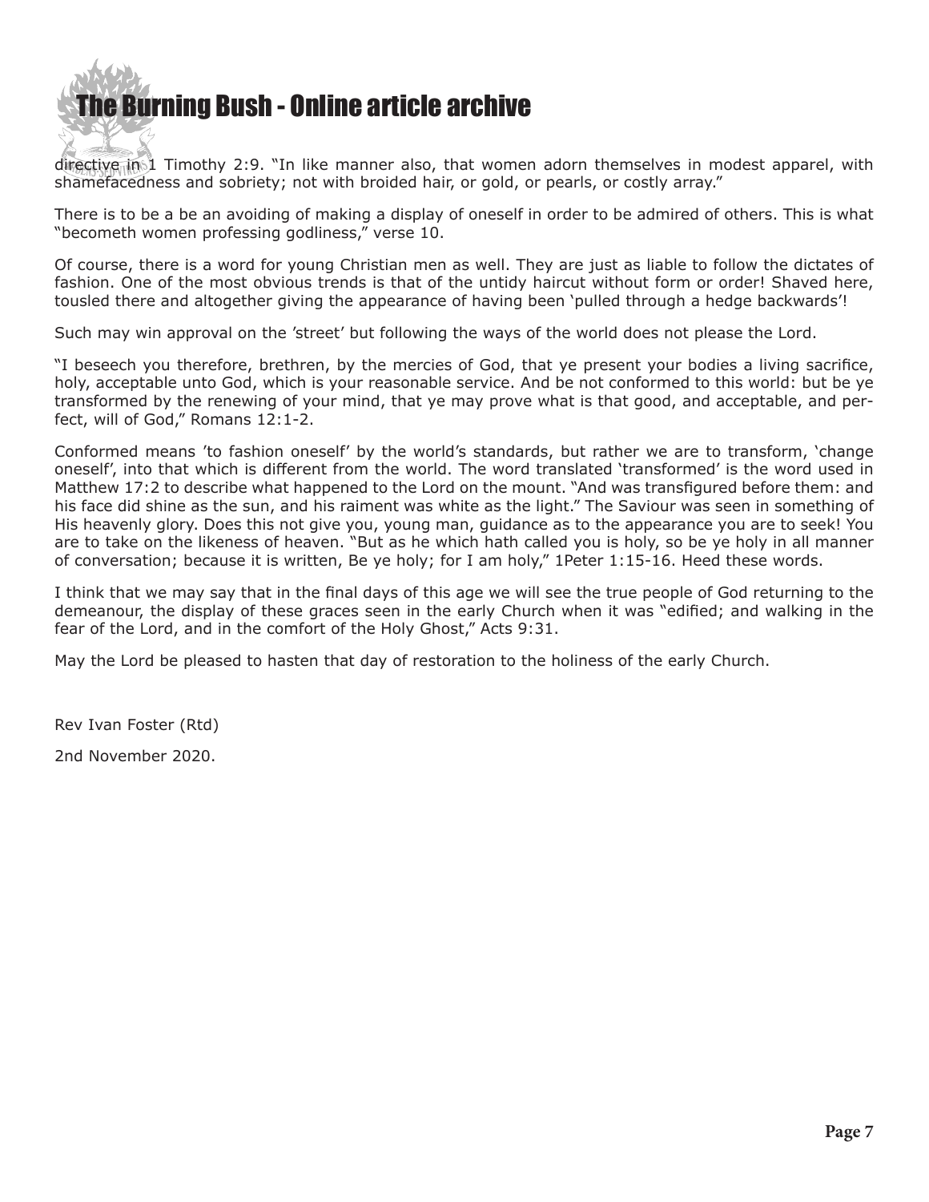directive in 1 Timothy 2:9. “In like manner also, that women adorn themselves in modest apparel, with shamefacedness and sobriety; not with broided hair, or gold, or pearls, or costly array.”

There is to be a be an avoiding of making a display of oneself in order to be admired of others. This is what “becometh women professing godliness,” verse 10.

Of course, there is a word for young Christian men as well. They are just as liable to follow the dictates of fashion. One of the most obvious trends is that of the untidy haircut without form or order! Shaved here, tousled there and altogether giving the appearance of having been ‘pulled through a hedge backwards’!

Such may win approval on the ’street’ but following the ways of the world does not please the Lord.

“I beseech you therefore, brethren, by the mercies of God, that ye present your bodies a living sacrifice, holy, acceptable unto God, which is your reasonable service. And be not conformed to this world: but be ye transformed by the renewing of your mind, that ye may prove what is that good, and acceptable, and perfect, will of God,” Romans 12:1-2.

Conformed means ’to fashion oneself’ by the world’s standards, but rather we are to transform, ‘change oneself’, into that which is different from the world. The word translated ‘transformed’ is the word used in Matthew 17:2 to describe what happened to the Lord on the mount. “And was transfigured before them: and his face did shine as the sun, and his raiment was white as the light.” The Saviour was seen in something of His heavenly glory. Does this not give you, young man, guidance as to the appearance you are to seek! You are to take on the likeness of heaven. “But as he which hath called you is holy, so be ye holy in all manner of conversation; because it is written, Be ye holy; for I am holy,” 1Peter 1:15-16. Heed these words.

I think that we may say that in the final days of this age we will see the true people of God returning to the demeanour, the display of these graces seen in the early Church when it was “edified; and walking in the fear of the Lord, and in the comfort of the Holy Ghost,” Acts 9:31.

May the Lord be pleased to hasten that day of restoration to the holiness of the early Church.

Rev Ivan Foster (Rtd)

2nd November 2020.